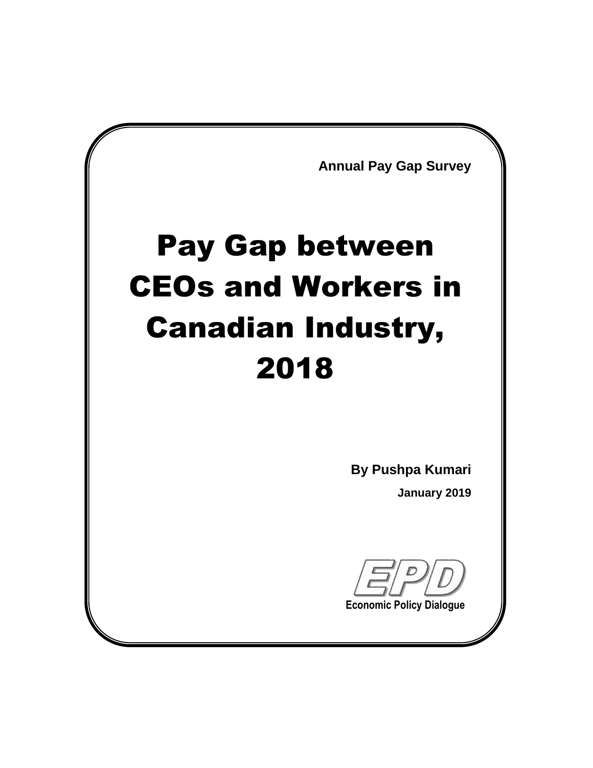Annual Pay Gap Survey

# Pay Gap between CEOs and Workers in Canadian Industry, 2018

**By Pushpa Kumari**

**January 2019**

EPD

Economic Policy Dialogue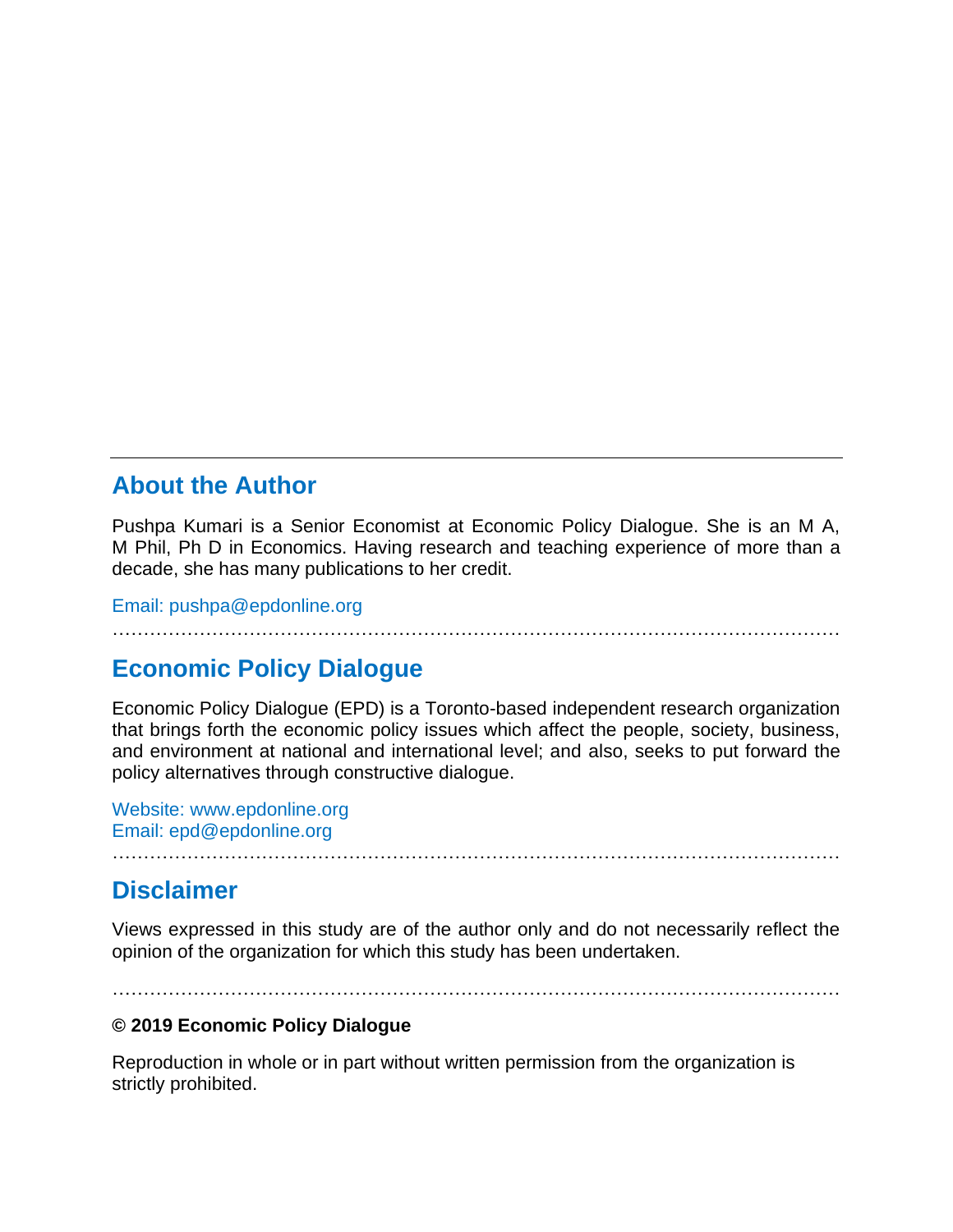---

## About the Author

Pushpa Kumari is a Senior Economist at Economic Policy Dialogue. She is an M A, M Phil, Ph D in Economics. Having research and teaching experience of more than a decade, she has many publications to her credit.

Email: pushpa@epdonline.org

…………………………………………………………………………………………………

## Economic Policy Dialogue

Economic Policy Dialogue (EPD) is a Toronto-based independent research organization that brings forth the economic policy issues which affect the people, society, business, and environment at national and international level; and also, seeks to put forward the policy alternatives through constructive dialogue.

Website: www.epdonline.org
Email: epd@epdonline.org

…………………………………………………………………………………………………

## Disclaimer

Views expressed in this study are of the author only and do not necessarily reflect the opinion of the organization for which this study has been undertaken.

…………………………………………………………………………………………………

**© 2019 Economic Policy Dialogue**

Reproduction in whole or in part without written permission from the organization is strictly prohibited.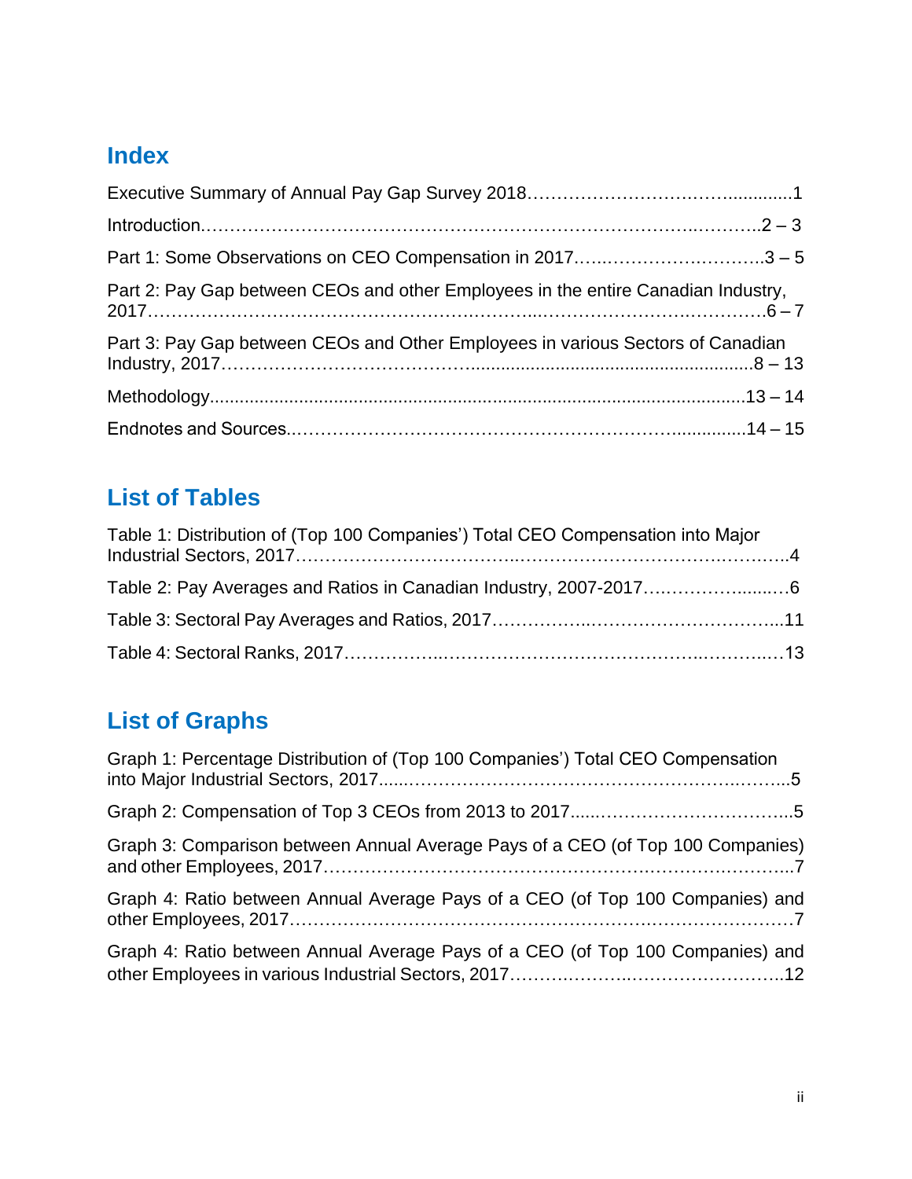## Index

Executive Summary of Annual Pay Gap Survey 2018……………………….…….............1

Introduction.…………………………………………………………………….……….2 – 3

Part 1: Some Observations on CEO Compensation in 2017…….……………….………..3 – 5

Part 2: Pay Gap between CEOs and other Employees in the entire Canadian Industry, 2017…………………………………………….………...………………….…….…..…6 – 7

Part 3: Pay Gap between CEOs and Other Employees in various Sectors of Canadian Industry, 2017………………………………...........................................................8 – 13

Methodology...........................................................................................................13 – 14

Endnotes and Sources.………………………………………………………..............14 – 15

## List of Tables

Table 1: Distribution of (Top 100 Companies') Total CEO Compensation into Major Industrial Sectors, 2017……………………………..……………………………….……….4

Table 2: Pay Averages and Ratios in Canadian Industry, 2007-2017….…………......…6

Table 3: Sectoral Pay Averages and Ratios, 2017……………..…………………………...11

Table 4: Sectoral Ranks, 2017……………..……………………………..………..…13

## List of Graphs

Graph 1: Percentage Distribution of (Top 100 Companies') Total CEO Compensation into Major Industrial Sectors, 2017......…………………………………………..……...5

Graph 2: Compensation of Top 3 CEOs from 2013 to 2017.....………………………....5

Graph 3: Comparison between Annual Average Pays of a CEO (of Top 100 Companies) and other Employees, 2017………………………………………………….……………...7

Graph 4: Ratio between Annual Average Pays of a CEO (of Top 100 Companies) and other Employees, 2017………………………………………….…………..…………………7

Graph 4: Ratio between Annual Average Pays of a CEO (of Top 100 Companies) and other Employees in various Industrial Sectors, 2017……….………..……………………..12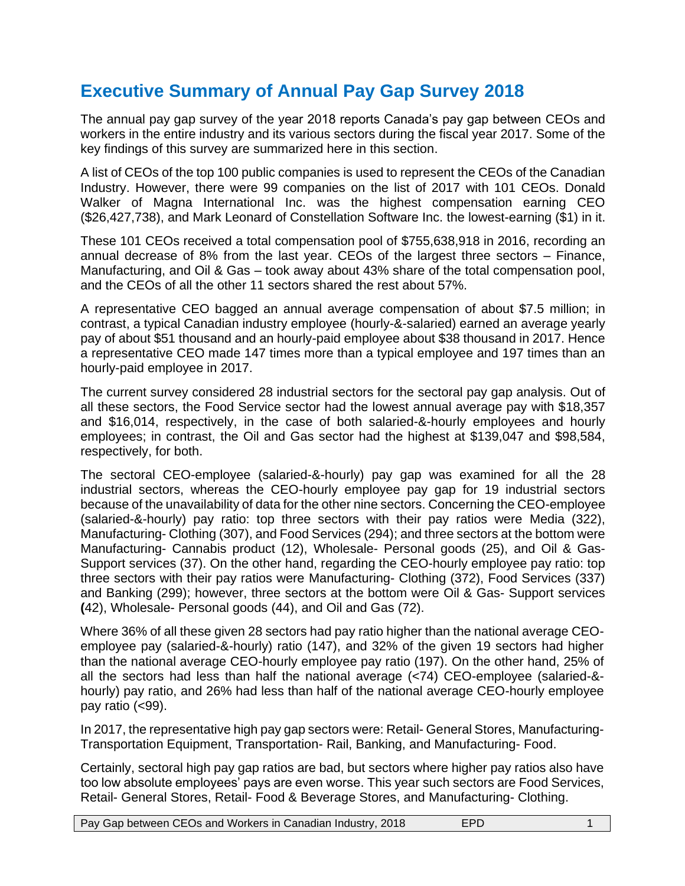# Executive Summary of Annual Pay Gap Survey 2018

The annual pay gap survey of the year 2018 reports Canada's pay gap between CEOs and workers in the entire industry and its various sectors during the fiscal year 2017. Some of the key findings of this survey are summarized here in this section.

A list of CEOs of the top 100 public companies is used to represent the CEOs of the Canadian Industry. However, there were 99 companies on the list of 2017 with 101 CEOs. Donald Walker of Magna International Inc. was the highest compensation earning CEO ($26,427,738), and Mark Leonard of Constellation Software Inc. the lowest-earning ($1) in it.

These 101 CEOs received a total compensation pool of $755,638,918 in 2016, recording an annual decrease of 8% from the last year. CEOs of the largest three sectors – Finance, Manufacturing, and Oil & Gas – took away about 43% share of the total compensation pool, and the CEOs of all the other 11 sectors shared the rest about 57%.

A representative CEO bagged an annual average compensation of about $7.5 million; in contrast, a typical Canadian industry employee (hourly-&-salaried) earned an average yearly pay of about $51 thousand and an hourly-paid employee about $38 thousand in 2017. Hence a representative CEO made 147 times more than a typical employee and 197 times than an hourly-paid employee in 2017.

The current survey considered 28 industrial sectors for the sectoral pay gap analysis. Out of all these sectors, the Food Service sector had the lowest annual average pay with $18,357 and $16,014, respectively, in the case of both salaried-&-hourly employees and hourly employees; in contrast, the Oil and Gas sector had the highest at $139,047 and $98,584, respectively, for both.

The sectoral CEO-employee (salaried-&-hourly) pay gap was examined for all the 28 industrial sectors, whereas the CEO-hourly employee pay gap for 19 industrial sectors because of the unavailability of data for the other nine sectors. Concerning the CEO-employee (salaried-&-hourly) pay ratio: top three sectors with their pay ratios were Media (322), Manufacturing- Clothing (307), and Food Services (294); and three sectors at the bottom were Manufacturing- Cannabis product (12), Wholesale- Personal goods (25), and Oil & Gas- Support services (37). On the other hand, regarding the CEO-hourly employee pay ratio: top three sectors with their pay ratios were Manufacturing- Clothing (372), Food Services (337) and Banking (299); however, three sectors at the bottom were Oil & Gas- Support services **(**42), Wholesale- Personal goods (44), and Oil and Gas (72).

Where 36% of all these given 28 sectors had pay ratio higher than the national average CEO-employee pay (salaried-&-hourly) ratio (147), and 32% of the given 19 sectors had higher than the national average CEO-hourly employee pay ratio (197). On the other hand, 25% of all the sectors had less than half the national average (<74) CEO-employee (salaried-&-hourly) pay ratio, and 26% had less than half of the national average CEO-hourly employee pay ratio (<99).

In 2017, the representative high pay gap sectors were: Retail- General Stores, Manufacturing- Transportation Equipment, Transportation- Rail, Banking, and Manufacturing- Food.

Certainly, sectoral high pay gap ratios are bad, but sectors where higher pay ratios also have too low absolute employees' pays are even worse. This year such sectors are Food Services, Retail- General Stores, Retail- Food & Beverage Stores, and Manufacturing- Clothing.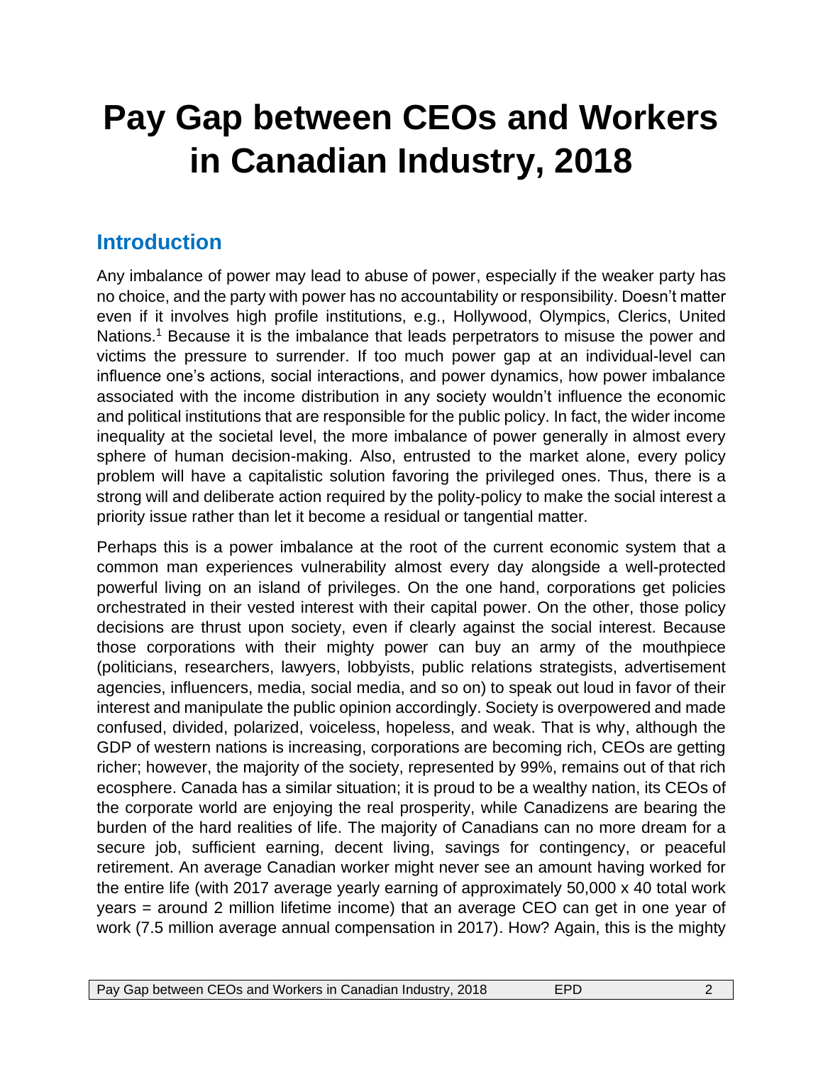# Pay Gap between CEOs and Workers in Canadian Industry, 2018

## Introduction

Any imbalance of power may lead to abuse of power, especially if the weaker party has no choice, and the party with power has no accountability or responsibility. Doesn't matter even if it involves high profile institutions, e.g., Hollywood, Olympics, Clerics, United Nations.[1] Because it is the imbalance that leads perpetrators to misuse the power and victims the pressure to surrender. If too much power gap at an individual-level can influence one's actions, social interactions, and power dynamics, how power imbalance associated with the income distribution in any society wouldn't influence the economic and political institutions that are responsible for the public policy. In fact, the wider income inequality at the societal level, the more imbalance of power generally in almost every sphere of human decision-making. Also, entrusted to the market alone, every policy problem will have a capitalistic solution favoring the privileged ones. Thus, there is a strong will and deliberate action required by the polity-policy to make the social interest a priority issue rather than let it become a residual or tangential matter.

Perhaps this is a power imbalance at the root of the current economic system that a common man experiences vulnerability almost every day alongside a well-protected powerful living on an island of privileges. On the one hand, corporations get policies orchestrated in their vested interest with their capital power. On the other, those policy decisions are thrust upon society, even if clearly against the social interest. Because those corporations with their mighty power can buy an army of the mouthpiece (politicians, researchers, lawyers, lobbyists, public relations strategists, advertisement agencies, influencers, media, social media, and so on) to speak out loud in favor of their interest and manipulate the public opinion accordingly. Society is overpowered and made confused, divided, polarized, voiceless, hopeless, and weak. That is why, although the GDP of western nations is increasing, corporations are becoming rich, CEOs are getting richer; however, the majority of the society, represented by 99%, remains out of that rich ecosphere. Canada has a similar situation; it is proud to be a wealthy nation, its CEOs of the corporate world are enjoying the real prosperity, while Canadizens are bearing the burden of the hard realities of life. The majority of Canadians can no more dream for a secure job, sufficient earning, decent living, savings for contingency, or peaceful retirement. An average Canadian worker might never see an amount having worked for the entire life (with 2017 average yearly earning of approximately 50,000 x 40 total work years = around 2 million lifetime income) that an average CEO can get in one year of work (7.5 million average annual compensation in 2017). How? Again, this is the mighty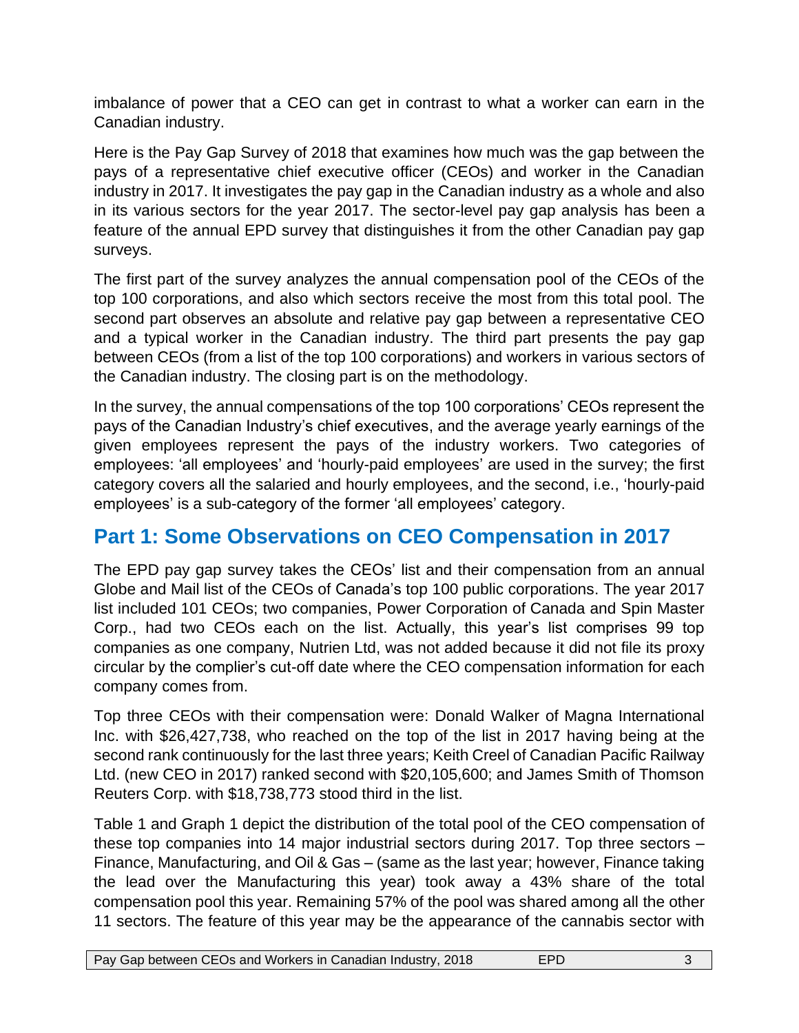imbalance of power that a CEO can get in contrast to what a worker can earn in the Canadian industry.

Here is the Pay Gap Survey of 2018 that examines how much was the gap between the pays of a representative chief executive officer (CEOs) and worker in the Canadian industry in 2017. It investigates the pay gap in the Canadian industry as a whole and also in its various sectors for the year 2017. The sector-level pay gap analysis has been a feature of the annual EPD survey that distinguishes it from the other Canadian pay gap surveys.

The first part of the survey analyzes the annual compensation pool of the CEOs of the top 100 corporations, and also which sectors receive the most from this total pool. The second part observes an absolute and relative pay gap between a representative CEO and a typical worker in the Canadian industry. The third part presents the pay gap between CEOs (from a list of the top 100 corporations) and workers in various sectors of the Canadian industry. The closing part is on the methodology.

In the survey, the annual compensations of the top 100 corporations' CEOs represent the pays of the Canadian Industry's chief executives, and the average yearly earnings of the given employees represent the pays of the industry workers. Two categories of employees: 'all employees' and 'hourly-paid employees' are used in the survey; the first category covers all the salaried and hourly employees, and the second, i.e., 'hourly-paid employees' is a sub-category of the former 'all employees' category.

## Part 1: Some Observations on CEO Compensation in 2017

The EPD pay gap survey takes the CEOs' list and their compensation from an annual Globe and Mail list of the CEOs of Canada's top 100 public corporations. The year 2017 list included 101 CEOs; two companies, Power Corporation of Canada and Spin Master Corp., had two CEOs each on the list. Actually, this year's list comprises 99 top companies as one company, Nutrien Ltd, was not added because it did not file its proxy circular by the complier's cut-off date where the CEO compensation information for each company comes from.

Top three CEOs with their compensation were: Donald Walker of Magna International Inc. with $26,427,738, who reached on the top of the list in 2017 having being at the second rank continuously for the last three years; Keith Creel of Canadian Pacific Railway Ltd. (new CEO in 2017) ranked second with $20,105,600; and James Smith of Thomson Reuters Corp. with $18,738,773 stood third in the list.

Table 1 and Graph 1 depict the distribution of the total pool of the CEO compensation of these top companies into 14 major industrial sectors during 2017. Top three sectors – Finance, Manufacturing, and Oil & Gas – (same as the last year; however, Finance taking the lead over the Manufacturing this year) took away a 43% share of the total compensation pool this year. Remaining 57% of the pool was shared among all the other 11 sectors. The feature of this year may be the appearance of the cannabis sector with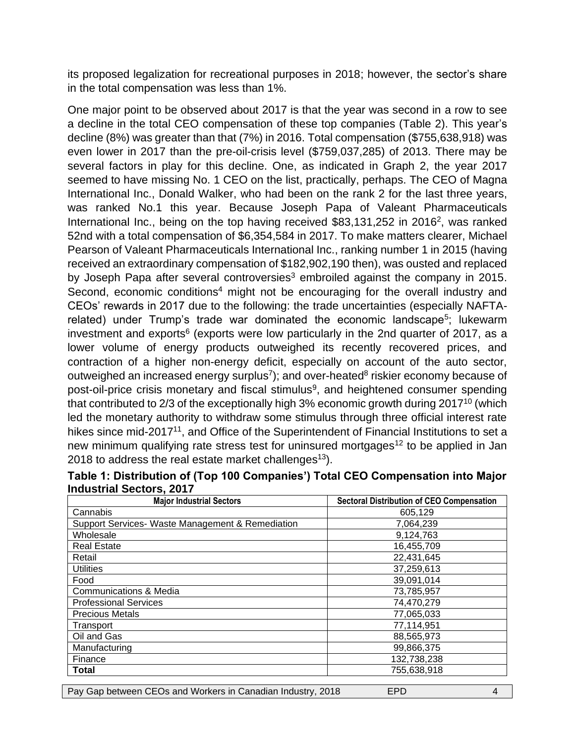its proposed legalization for recreational purposes in 2018; however, the sector's share in the total compensation was less than 1%.

One major point to be observed about 2017 is that the year was second in a row to see a decline in the total CEO compensation of these top companies (Table 2). This year's decline (8%) was greater than that (7%) in 2016. Total compensation ($755,638,918) was even lower in 2017 than the pre-oil-crisis level ($759,037,285) of 2013. There may be several factors in play for this decline. One, as indicated in Graph 2, the year 2017 seemed to have missing No. 1 CEO on the list, practically, perhaps. The CEO of Magna International Inc., Donald Walker, who had been on the rank 2 for the last three years, was ranked No.1 this year. Because Joseph Papa of Valeant Pharmaceuticals International Inc., being on the top having received $83,131,252 in 2016[2], was ranked 52nd with a total compensation of $6,354,584 in 2017. To make matters clearer, Michael Pearson of Valeant Pharmaceuticals International Inc., ranking number 1 in 2015 (having received an extraordinary compensation of $182,902,190 then), was ousted and replaced by Joseph Papa after several controversies[3] embroiled against the company in 2015. Second, economic conditions[4] might not be encouraging for the overall industry and CEOs' rewards in 2017 due to the following: the trade uncertainties (especially NAFTA-related) under Trump's trade war dominated the economic landscape[5]; lukewarm investment and exports[6] (exports were low particularly in the 2nd quarter of 2017, as a lower volume of energy products outweighed its recently recovered prices, and contraction of a higher non-energy deficit, especially on account of the auto sector, outweighed an increased energy surplus[7]); and over-heated[8] riskier economy because of post-oil-price crisis monetary and fiscal stimulus[9], and heightened consumer spending that contributed to 2/3 of the exceptionally high 3% economic growth during 2017[10] (which led the monetary authority to withdraw some stimulus through three official interest rate hikes since mid-2017[11], and Office of the Superintendent of Financial Institutions to set a new minimum qualifying rate stress test for uninsured mortgages[12] to be applied in Jan 2018 to address the real estate market challenges[13]).

**Table 1: Distribution of (Top 100 Companies') Total CEO Compensation into Major Industrial Sectors, 2017**

| Major Industrial Sectors | Sectoral Distribution of CEO Compensation |
|---|---|
| Cannabis | 605,129 |
| Support Services- Waste Management & Remediation | 7,064,239 |
| Wholesale | 9,124,763 |
| Real Estate | 16,455,709 |
| Retail | 22,431,645 |
| Utilities | 37,259,613 |
| Food | 39,091,014 |
| Communications & Media | 73,785,957 |
| Professional Services | 74,470,279 |
| Precious Metals | 77,065,033 |
| Transport | 77,114,951 |
| Oil and Gas | 88,565,973 |
| Manufacturing | 99,866,375 |
| Finance | 132,738,238 |
| **Total** | 755,638,918 |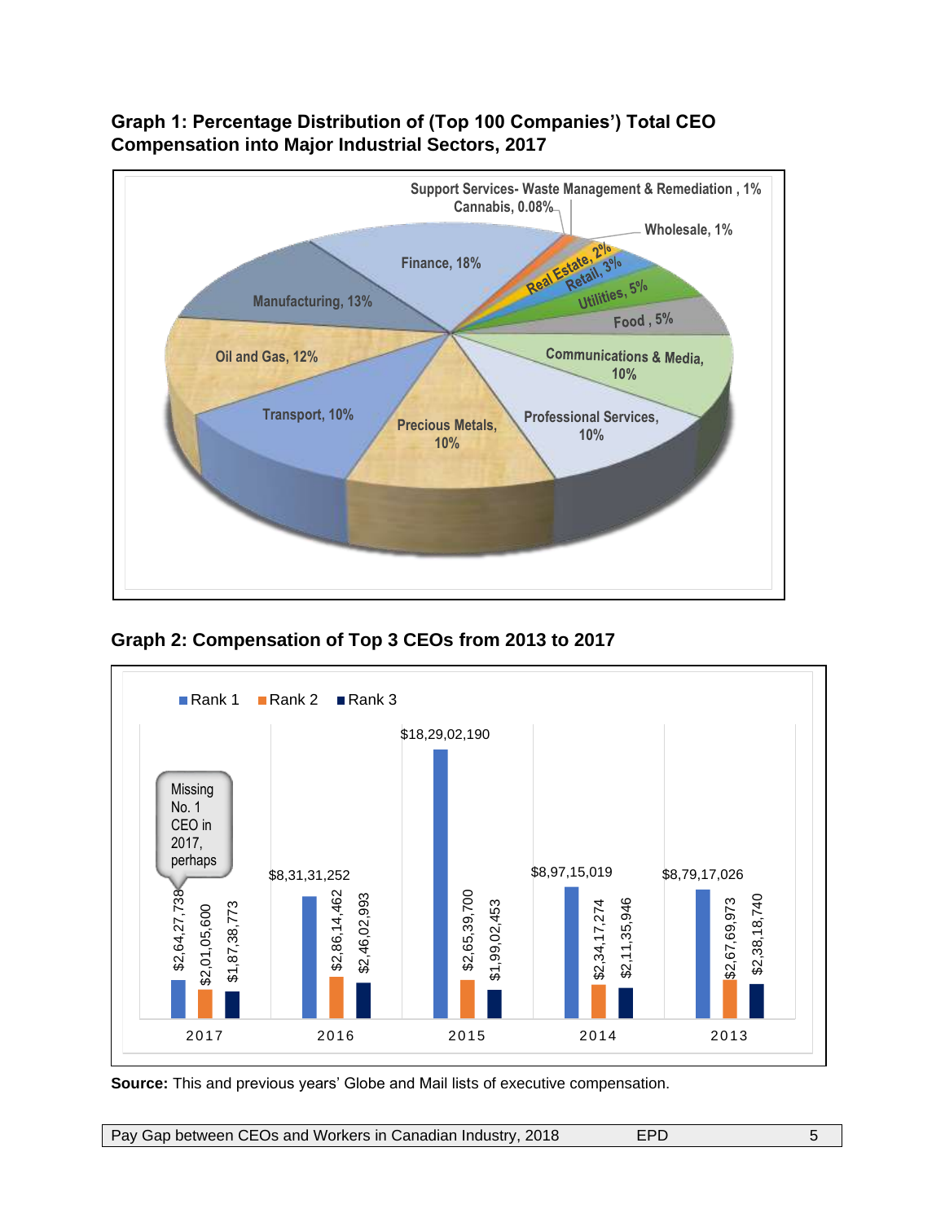**Graph 1: Percentage Distribution of (Top 100 Companies') Total CEO Compensation into Major Industrial Sectors, 2017**

| Sector | Share |
| --- | --- |
| Finance | 18% |
| Manufacturing | 13% |
| Oil and Gas | 12% |
| Transport | 10% |
| Precious Metals | 10% |
| Professional Services | 10% |
| Communications & Media | 10% |
| Food | 5% |
| Utilities | 5% |
| Retail | 3% |
| Real Estate | 2% |
| Wholesale | 1% |
| Support Services- Waste Management & Remediation | 1% |
| Cannabis | 0.08% |

**Graph 2: Compensation of Top 3 CEOs from 2013 to 2017**

| Year | Rank 1 | Rank 2 | Rank 3 |
| --- | --- | --- | --- |
| 2017 | $2,64,27,738 | $2,01,05,600 | $1,87,38,773 |
| 2016 | $8,31,31,252 | $2,86,14,462 | $2,46,02,993 |
| 2015 | $18,29,02,190 | $2,65,39,700 | $1,99,02,453 |
| 2014 | $8,97,15,019 | $2,34,17,274 | $2,11,35,946 |
| 2013 | $8,79,17,026 | $2,67,69,973 | $2,38,18,740 |

Missing No. 1 CEO in 2017, perhaps

**Source:** This and previous years' Globe and Mail lists of executive compensation.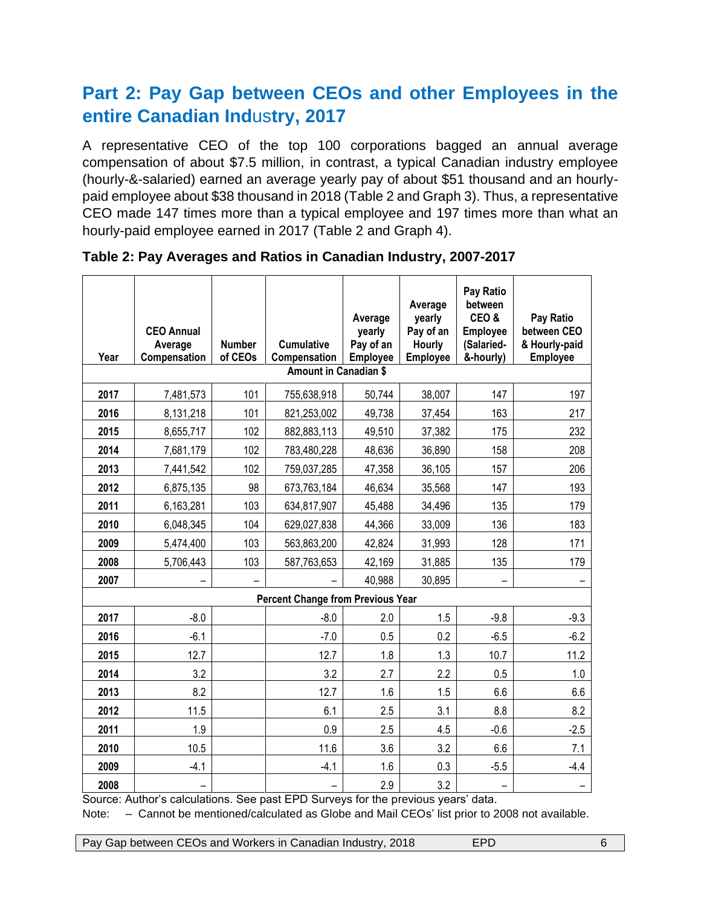## Part 2: Pay Gap between CEOs and other Employees in the entire Canadian Industry, 2017

A representative CEO of the top 100 corporations bagged an annual average compensation of about $7.5 million, in contrast, a typical Canadian industry employee (hourly-&-salaried) earned an average yearly pay of about $51 thousand and an hourly-paid employee about $38 thousand in 2018 (Table 2 and Graph 3). Thus, a representative CEO made 147 times more than a typical employee and 197 times more than what an hourly-paid employee earned in 2017 (Table 2 and Graph 4).

**Table 2: Pay Averages and Ratios in Canadian Industry, 2007-2017**

| Year | CEO Annual Average Compensation | Number of CEOs | Cumulative Compensation | Average yearly Pay of an Employee | Average yearly Pay of an Hourly Employee | Pay Ratio between CEO & Employee (Salaried-&-hourly) | Pay Ratio between CEO & Hourly-paid Employee |
|---|---|---|---|---|---|---|---|
| | Amount in Canadian $ | | | | | | |
| **2017** | 7,481,573 | 101 | 755,638,918 | 50,744 | 38,007 | 147 | 197 |
| **2016** | 8,131,218 | 101 | 821,253,002 | 49,738 | 37,454 | 163 | 217 |
| **2015** | 8,655,717 | 102 | 882,883,113 | 49,510 | 37,382 | 175 | 232 |
| **2014** | 7,681,179 | 102 | 783,480,228 | 48,636 | 36,890 | 158 | 208 |
| **2013** | 7,441,542 | 102 | 759,037,285 | 47,358 | 36,105 | 157 | 206 |
| **2012** | 6,875,135 | 98 | 673,763,184 | 46,634 | 35,568 | 147 | 193 |
| **2011** | 6,163,281 | 103 | 634,817,907 | 45,488 | 34,496 | 135 | 179 |
| **2010** | 6,048,345 | 104 | 629,027,838 | 44,366 | 33,009 | 136 | 183 |
| **2009** | 5,474,400 | 103 | 563,863,200 | 42,824 | 31,993 | 128 | 171 |
| **2008** | 5,706,443 | 103 | 587,763,653 | 42,169 | 31,885 | 135 | 179 |
| **2007** | – | – | – | 40,988 | 30,895 | – | – |
| | Percent Change from Previous Year | | | | | | |
| **2017** | -8.0 | | -8.0 | 2.0 | 1.5 | -9.8 | -9.3 |
| **2016** | -6.1 | | -7.0 | 0.5 | 0.2 | -6.5 | -6.2 |
| **2015** | 12.7 | | 12.7 | 1.8 | 1.3 | 10.7 | 11.2 |
| **2014** | 3.2 | | 3.2 | 2.7 | 2.2 | 0.5 | 1.0 |
| **2013** | 8.2 | | 12.7 | 1.6 | 1.5 | 6.6 | 6.6 |
| **2012** | 11.5 | | 6.1 | 2.5 | 3.1 | 8.8 | 8.2 |
| **2011** | 1.9 | | 0.9 | 2.5 | 4.5 | -0.6 | -2.5 |
| **2010** | 10.5 | | 11.6 | 3.6 | 3.2 | 6.6 | 7.1 |
| **2009** | -4.1 | | -4.1 | 1.6 | 0.3 | -5.5 | -4.4 |
| **2008** | – | | – | 2.9 | 3.2 | – | – |

Source: Author's calculations. See past EPD Surveys for the previous years' data.

Note: – Cannot be mentioned/calculated as Globe and Mail CEOs' list prior to 2008 not available.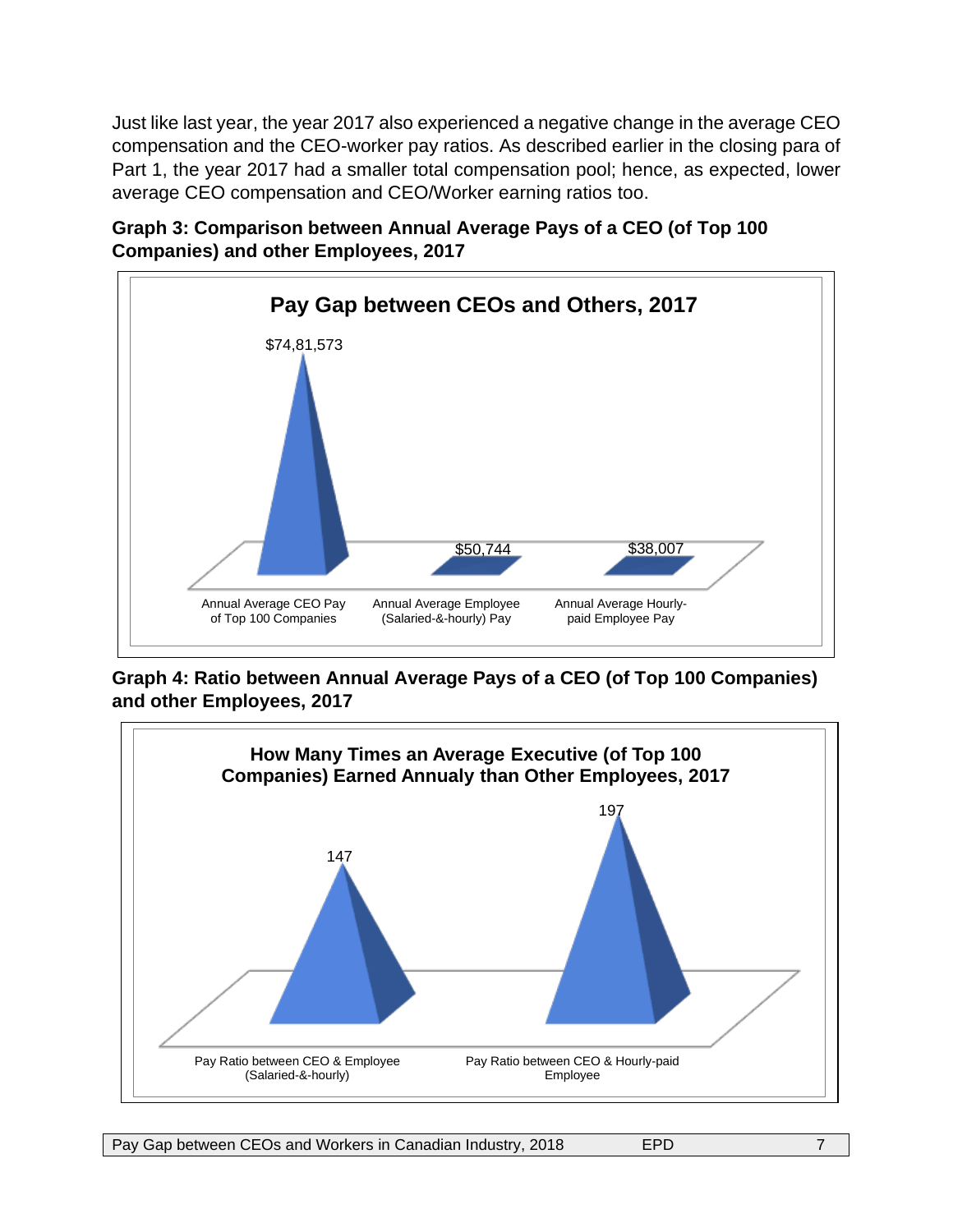Just like last year, the year 2017 also experienced a negative change in the average CEO compensation and the CEO-worker pay ratios. As described earlier in the closing para of Part 1, the year 2017 had a smaller total compensation pool; hence, as expected, lower average CEO compensation and CEO/Worker earning ratios too.

**Graph 3: Comparison between Annual Average Pays of a CEO (of Top 100 Companies) and other Employees, 2017**

**Pay Gap between CEOs and Others, 2017**

| Annual Average CEO Pay of Top 100 Companies | Annual Average Employee (Salaried-&-hourly) Pay | Annual Average Hourly-paid Employee Pay |
|---|---|---|
| $74,81,573 | $50,744 | $38,007 |

**Graph 4: Ratio between Annual Average Pays of a CEO (of Top 100 Companies) and other Employees, 2017**

**How Many Times an Average Executive (of Top 100 Companies) Earned Annualy than Other Employees, 2017**

| Pay Ratio between CEO & Employee (Salaried-&-hourly) | Pay Ratio between CEO & Hourly-paid Employee |
|---|---|
| 147 | 197 |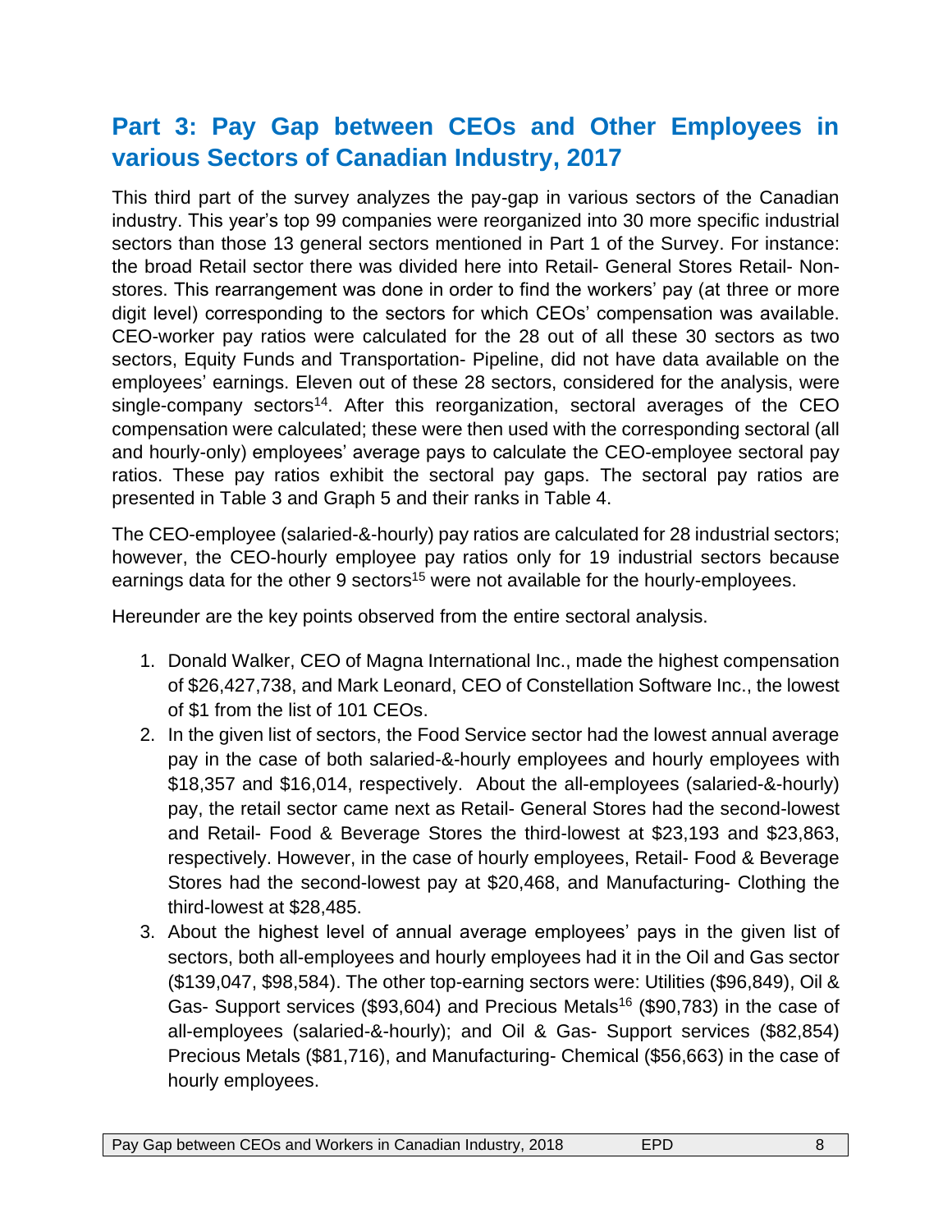## Part 3: Pay Gap between CEOs and Other Employees in various Sectors of Canadian Industry, 2017

This third part of the survey analyzes the pay-gap in various sectors of the Canadian industry. This year's top 99 companies were reorganized into 30 more specific industrial sectors than those 13 general sectors mentioned in Part 1 of the Survey. For instance: the broad Retail sector there was divided here into Retail- General Stores Retail- Non-stores. This rearrangement was done in order to find the workers' pay (at three or more digit level) corresponding to the sectors for which CEOs' compensation was available. CEO-worker pay ratios were calculated for the 28 out of all these 30 sectors as two sectors, Equity Funds and Transportation- Pipeline, did not have data available on the employees' earnings. Eleven out of these 28 sectors, considered for the analysis, were single-company sectors[14]. After this reorganization, sectoral averages of the CEO compensation were calculated; these were then used with the corresponding sectoral (all and hourly-only) employees' average pays to calculate the CEO-employee sectoral pay ratios. These pay ratios exhibit the sectoral pay gaps. The sectoral pay ratios are presented in Table 3 and Graph 5 and their ranks in Table 4.

The CEO-employee (salaried-&-hourly) pay ratios are calculated for 28 industrial sectors; however, the CEO-hourly employee pay ratios only for 19 industrial sectors because earnings data for the other 9 sectors[15] were not available for the hourly-employees.

Hereunder are the key points observed from the entire sectoral analysis.

1. Donald Walker, CEO of Magna International Inc., made the highest compensation of $26,427,738, and Mark Leonard, CEO of Constellation Software Inc., the lowest of $1 from the list of 101 CEOs.
2. In the given list of sectors, the Food Service sector had the lowest annual average pay in the case of both salaried-&-hourly employees and hourly employees with $18,357 and $16,014, respectively. About the all-employees (salaried-&-hourly) pay, the retail sector came next as Retail- General Stores had the second-lowest and Retail- Food & Beverage Stores the third-lowest at $23,193 and $23,863, respectively. However, in the case of hourly employees, Retail- Food & Beverage Stores had the second-lowest pay at $20,468, and Manufacturing- Clothing the third-lowest at $28,485.
3. About the highest level of annual average employees' pays in the given list of sectors, both all-employees and hourly employees had it in the Oil and Gas sector ($139,047, $98,584). The other top-earning sectors were: Utilities ($96,849), Oil & Gas- Support services ($93,604) and Precious Metals[16] ($90,783) in the case of all-employees (salaried-&-hourly); and Oil & Gas- Support services ($82,854) Precious Metals ($81,716), and Manufacturing- Chemical ($56,663) in the case of hourly employees.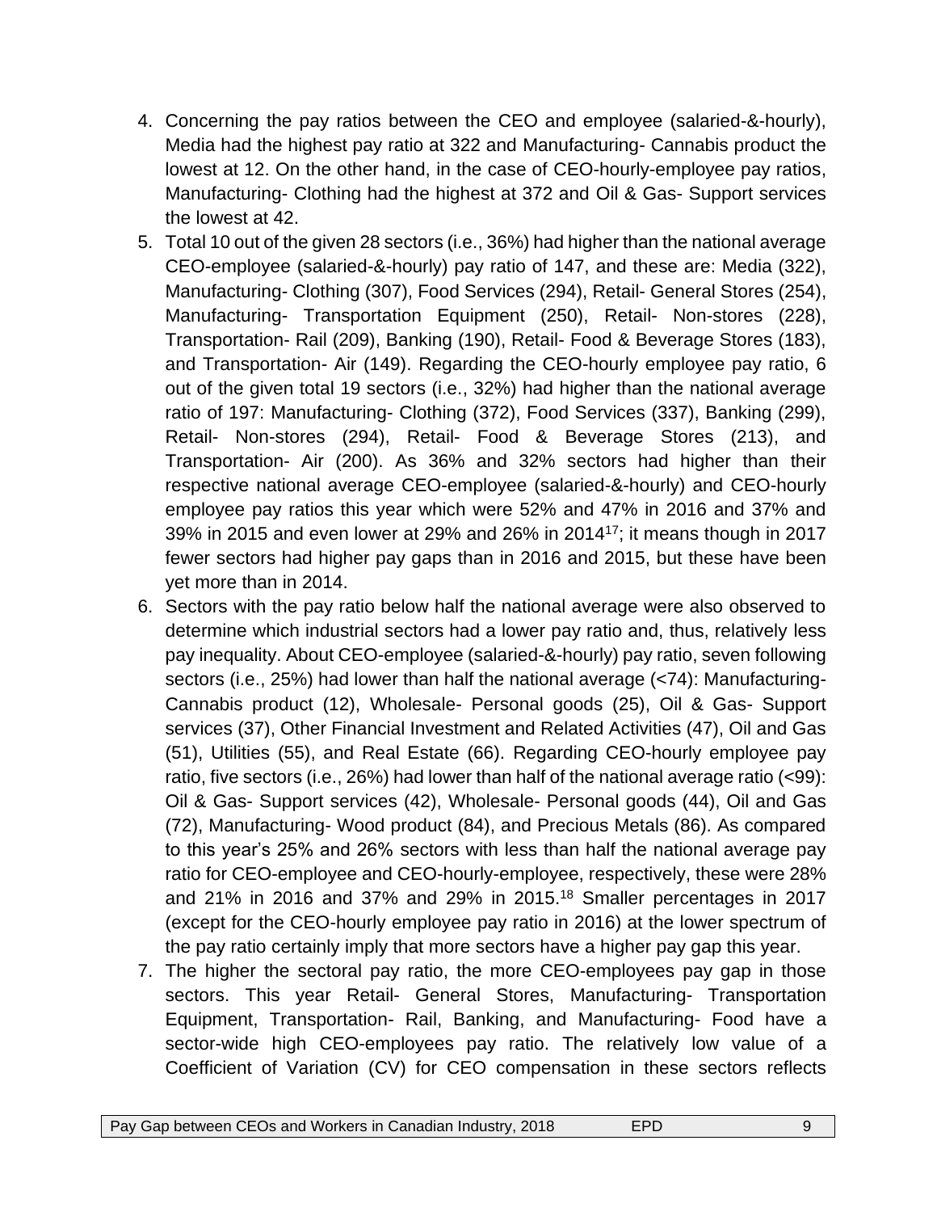4. Concerning the pay ratios between the CEO and employee (salaried-&-hourly), Media had the highest pay ratio at 322 and Manufacturing- Cannabis product the lowest at 12. On the other hand, in the case of CEO-hourly-employee pay ratios, Manufacturing- Clothing had the highest at 372 and Oil & Gas- Support services the lowest at 42.
5. Total 10 out of the given 28 sectors (i.e., 36%) had higher than the national average CEO-employee (salaried-&-hourly) pay ratio of 147, and these are: Media (322), Manufacturing- Clothing (307), Food Services (294), Retail- General Stores (254), Manufacturing- Transportation Equipment (250), Retail- Non-stores (228), Transportation- Rail (209), Banking (190), Retail- Food & Beverage Stores (183), and Transportation- Air (149). Regarding the CEO-hourly employee pay ratio, 6 out of the given total 19 sectors (i.e., 32%) had higher than the national average ratio of 197: Manufacturing- Clothing (372), Food Services (337), Banking (299), Retail- Non-stores (294), Retail- Food & Beverage Stores (213), and Transportation- Air (200). As 36% and 32% sectors had higher than their respective national average CEO-employee (salaried-&-hourly) and CEO-hourly employee pay ratios this year which were 52% and 47% in 2016 and 37% and 39% in 2015 and even lower at 29% and 26% in 2014[17]; it means though in 2017 fewer sectors had higher pay gaps than in 2016 and 2015, but these have been yet more than in 2014.
6. Sectors with the pay ratio below half the national average were also observed to determine which industrial sectors had a lower pay ratio and, thus, relatively less pay inequality. About CEO-employee (salaried-&-hourly) pay ratio, seven following sectors (i.e., 25%) had lower than half the national average (<74): Manufacturing- Cannabis product (12), Wholesale- Personal goods (25), Oil & Gas- Support services (37), Other Financial Investment and Related Activities (47), Oil and Gas (51), Utilities (55), and Real Estate (66). Regarding CEO-hourly employee pay ratio, five sectors (i.e., 26%) had lower than half of the national average ratio (<99): Oil & Gas- Support services (42), Wholesale- Personal goods (44), Oil and Gas (72), Manufacturing- Wood product (84), and Precious Metals (86). As compared to this year's 25% and 26% sectors with less than half the national average pay ratio for CEO-employee and CEO-hourly-employee, respectively, these were 28% and 21% in 2016 and 37% and 29% in 2015.[18] Smaller percentages in 2017 (except for the CEO-hourly employee pay ratio in 2016) at the lower spectrum of the pay ratio certainly imply that more sectors have a higher pay gap this year.
7. The higher the sectoral pay ratio, the more CEO-employees pay gap in those sectors. This year Retail- General Stores, Manufacturing- Transportation Equipment, Transportation- Rail, Banking, and Manufacturing- Food have a sector-wide high CEO-employees pay ratio. The relatively low value of a Coefficient of Variation (CV) for CEO compensation in these sectors reflects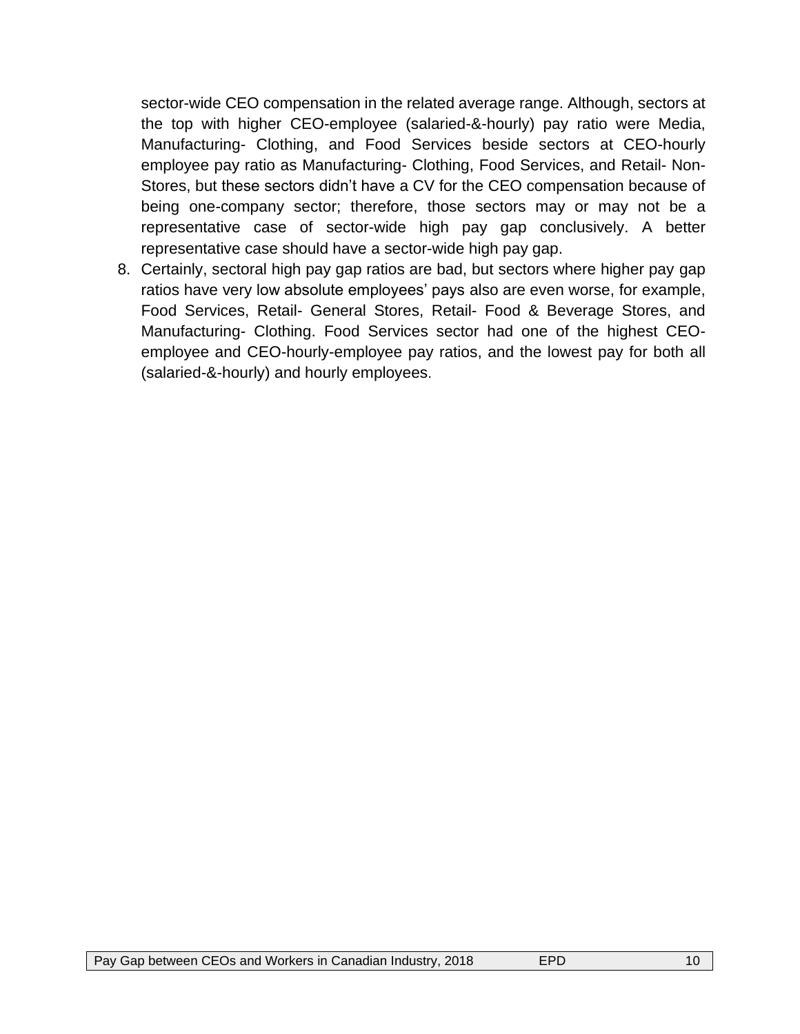sector-wide CEO compensation in the related average range. Although, sectors at the top with higher CEO-employee (salaried-&-hourly) pay ratio were Media, Manufacturing- Clothing, and Food Services beside sectors at CEO-hourly employee pay ratio as Manufacturing- Clothing, Food Services, and Retail- Non-Stores, but these sectors didn't have a CV for the CEO compensation because of being one-company sector; therefore, those sectors may or may not be a representative case of sector-wide high pay gap conclusively. A better representative case should have a sector-wide high pay gap.

8. Certainly, sectoral high pay gap ratios are bad, but sectors where higher pay gap ratios have very low absolute employees' pays also are even worse, for example, Food Services, Retail- General Stores, Retail- Food & Beverage Stores, and Manufacturing- Clothing. Food Services sector had one of the highest CEO-employee and CEO-hourly-employee pay ratios, and the lowest pay for both all (salaried-&-hourly) and hourly employees.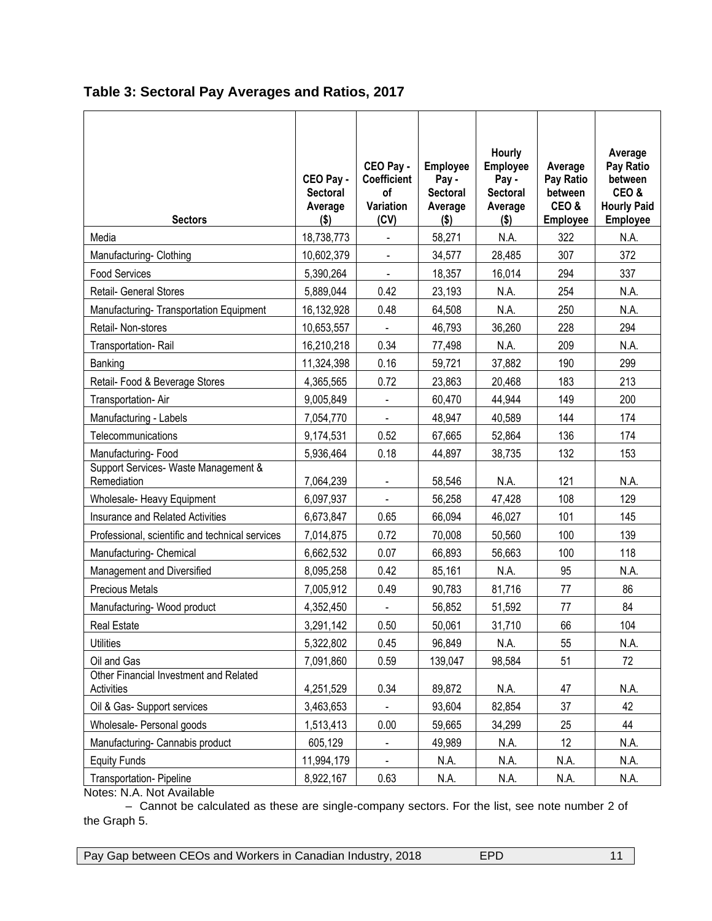**Table 3: Sectoral Pay Averages and Ratios, 2017**

| Sectors | CEO Pay - Sectoral Average ($) | CEO Pay - Coefficient of Variation (CV) | Employee Pay - Sectoral Average ($) | Hourly Employee Pay - Sectoral Average ($) | Average Pay Ratio between CEO & Employee | Average Pay Ratio between CEO & Hourly Paid Employee |
|---|---|---|---|---|---|---|
| Media | 18,738,773 | - | 58,271 | N.A. | 322 | N.A. |
| Manufacturing- Clothing | 10,602,379 | - | 34,577 | 28,485 | 307 | 372 |
| Food Services | 5,390,264 | - | 18,357 | 16,014 | 294 | 337 |
| Retail- General Stores | 5,889,044 | 0.42 | 23,193 | N.A. | 254 | N.A. |
| Manufacturing- Transportation Equipment | 16,132,928 | 0.48 | 64,508 | N.A. | 250 | N.A. |
| Retail- Non-stores | 10,653,557 | - | 46,793 | 36,260 | 228 | 294 |
| Transportation- Rail | 16,210,218 | 0.34 | 77,498 | N.A. | 209 | N.A. |
| Banking | 11,324,398 | 0.16 | 59,721 | 37,882 | 190 | 299 |
| Retail- Food & Beverage Stores | 4,365,565 | 0.72 | 23,863 | 20,468 | 183 | 213 |
| Transportation- Air | 9,005,849 | - | 60,470 | 44,944 | 149 | 200 |
| Manufacturing - Labels | 7,054,770 | - | 48,947 | 40,589 | 144 | 174 |
| Telecommunications | 9,174,531 | 0.52 | 67,665 | 52,864 | 136 | 174 |
| Manufacturing- Food | 5,936,464 | 0.18 | 44,897 | 38,735 | 132 | 153 |
| Support Services- Waste Management & Remediation | 7,064,239 | - | 58,546 | N.A. | 121 | N.A. |
| Wholesale- Heavy Equipment | 6,097,937 | - | 56,258 | 47,428 | 108 | 129 |
| Insurance and Related Activities | 6,673,847 | 0.65 | 66,094 | 46,027 | 101 | 145 |
| Professional, scientific and technical services | 7,014,875 | 0.72 | 70,008 | 50,560 | 100 | 139 |
| Manufacturing- Chemical | 6,662,532 | 0.07 | 66,893 | 56,663 | 100 | 118 |
| Management and Diversified | 8,095,258 | 0.42 | 85,161 | N.A. | 95 | N.A. |
| Precious Metals | 7,005,912 | 0.49 | 90,783 | 81,716 | 77 | 86 |
| Manufacturing- Wood product | 4,352,450 | - | 56,852 | 51,592 | 77 | 84 |
| Real Estate | 3,291,142 | 0.50 | 50,061 | 31,710 | 66 | 104 |
| Utilities | 5,322,802 | 0.45 | 96,849 | N.A. | 55 | N.A. |
| Oil and Gas | 7,091,860 | 0.59 | 139,047 | 98,584 | 51 | 72 |
| Other Financial Investment and Related Activities | 4,251,529 | 0.34 | 89,872 | N.A. | 47 | N.A. |
| Oil & Gas- Support services | 3,463,653 | - | 93,604 | 82,854 | 37 | 42 |
| Wholesale- Personal goods | 1,513,413 | 0.00 | 59,665 | 34,299 | 25 | 44 |
| Manufacturing- Cannabis product | 605,129 | - | 49,989 | N.A. | 12 | N.A. |
| Equity Funds | 11,994,179 | - | N.A. | N.A. | N.A. | N.A. |
| Transportation- Pipeline | 8,922,167 | 0.63 | N.A. | N.A. | N.A. | N.A. |

Notes: N.A. Not Available

– Cannot be calculated as these are single-company sectors. For the list, see note number 2 of the Graph 5.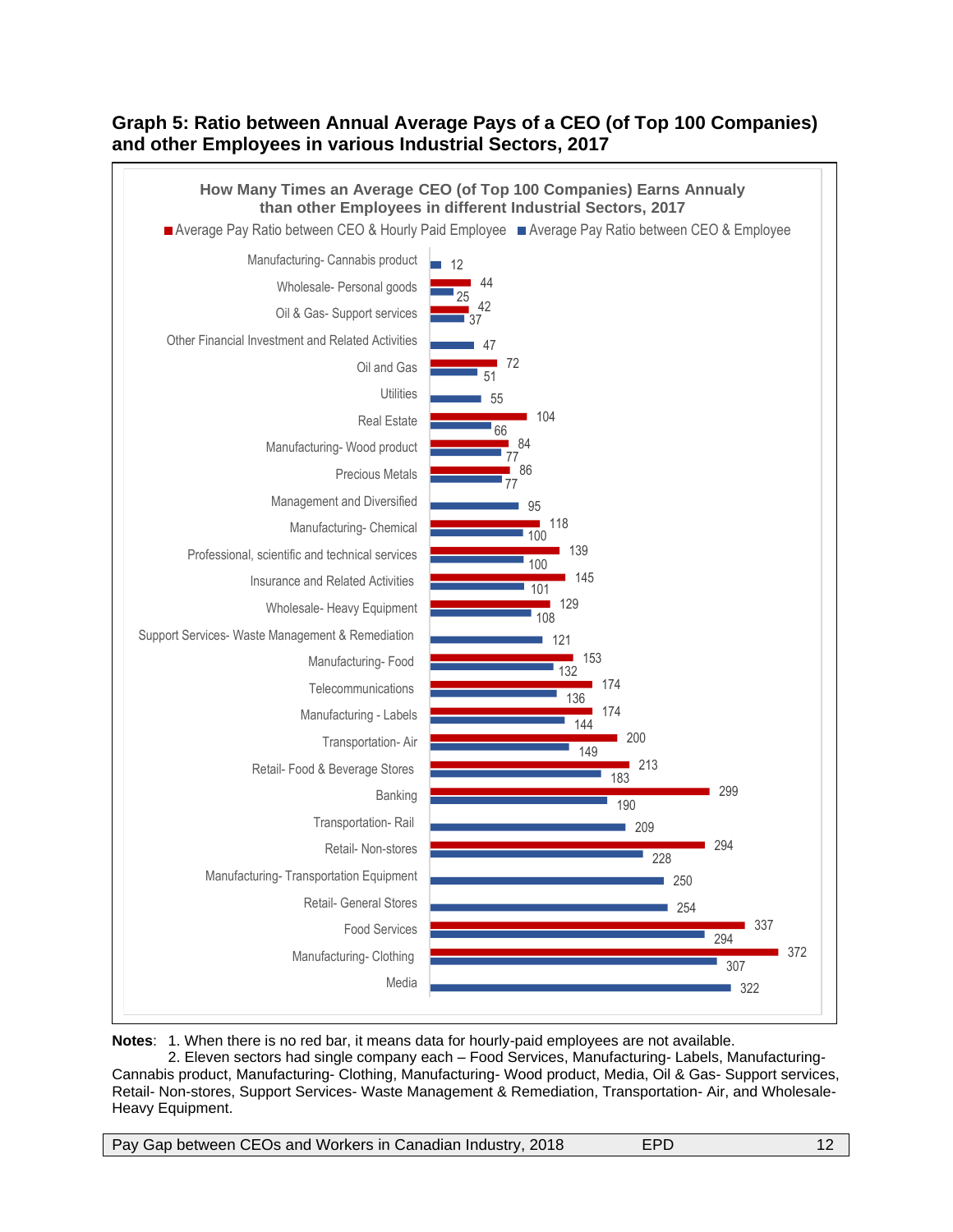**Graph 5: Ratio between Annual Average Pays of a CEO (of Top 100 Companies) and other Employees in various Industrial Sectors, 2017**

How Many Times an Average CEO (of Top 100 Companies) Earns Annualy than other Employees in different Industrial Sectors, 2017

| Industrial Sector | Average Pay Ratio between CEO & Hourly Paid Employee | Average Pay Ratio between CEO & Employee |
|---|---|---|
| Manufacturing- Cannabis product | | 12 |
| Wholesale- Personal goods | 44 | 25 |
| Oil & Gas- Support services | 42 | 37 |
| Other Financial Investment and Related Activities | | 47 |
| Oil and Gas | 72 | 51 |
| Utilities | | 55 |
| Real Estate | 104 | 66 |
| Manufacturing- Wood product | 84 | 77 |
| Precious Metals | 86 | 77 |
| Management and Diversified | | 95 |
| Manufacturing- Chemical | 118 | 100 |
| Professional, scientific and technical services | 139 | 100 |
| Insurance and Related Activities | 145 | 101 |
| Wholesale- Heavy Equipment | 129 | 108 |
| Support Services- Waste Management & Remediation | | 121 |
| Manufacturing- Food | 153 | 132 |
| Telecommunications | 174 | 136 |
| Manufacturing - Labels | 174 | 144 |
| Transportation- Air | 200 | 149 |
| Retail- Food & Beverage Stores | 213 | 183 |
| Banking | 299 | 190 |
| Transportation- Rail | | 209 |
| Retail- Non-stores | 294 | 228 |
| Manufacturing- Transportation Equipment | | 250 |
| Retail- General Stores | | 254 |
| Food Services | 337 | 294 |
| Manufacturing- Clothing | 372 | 307 |
| Media | | 322 |

**Notes**: 1. When there is no red bar, it means data for hourly-paid employees are not available.
2. Eleven sectors had single company each – Food Services, Manufacturing- Labels, Manufacturing- Cannabis product, Manufacturing- Clothing, Manufacturing- Wood product, Media, Oil & Gas- Support services, Retail- Non-stores, Support Services- Waste Management & Remediation, Transportation- Air, and Wholesale- Heavy Equipment.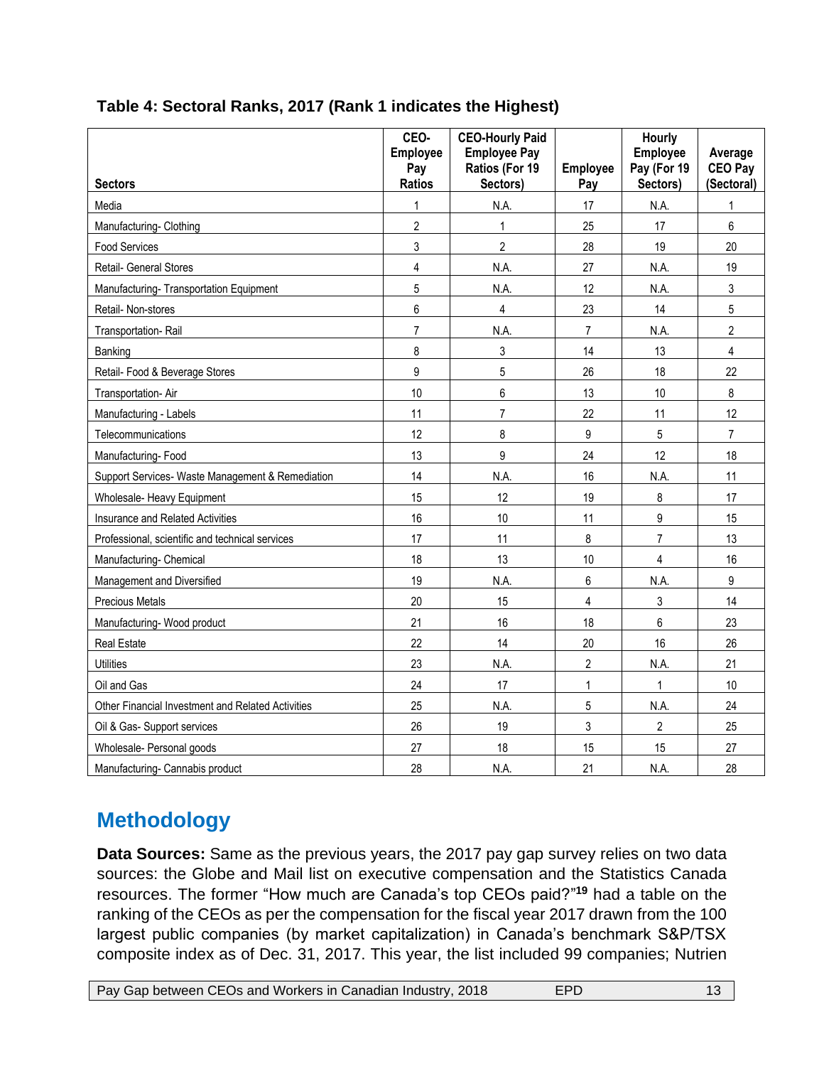### Table 4: Sectoral Ranks, 2017 (Rank 1 indicates the Highest)

| Sectors | CEO-Employee Pay Ratios | CEO-Hourly Paid Employee Pay Ratios (For 19 Sectors) | Employee Pay | Hourly Employee Pay (For 19 Sectors) | Average CEO Pay (Sectoral) |
|---|---|---|---|---|---|
| Media | 1 | N.A. | 17 | N.A. | 1 |
| Manufacturing- Clothing | 2 | 1 | 25 | 17 | 6 |
| Food Services | 3 | 2 | 28 | 19 | 20 |
| Retail- General Stores | 4 | N.A. | 27 | N.A. | 19 |
| Manufacturing- Transportation Equipment | 5 | N.A. | 12 | N.A. | 3 |
| Retail- Non-stores | 6 | 4 | 23 | 14 | 5 |
| Transportation- Rail | 7 | N.A. | 7 | N.A. | 2 |
| Banking | 8 | 3 | 14 | 13 | 4 |
| Retail- Food & Beverage Stores | 9 | 5 | 26 | 18 | 22 |
| Transportation- Air | 10 | 6 | 13 | 10 | 8 |
| Manufacturing - Labels | 11 | 7 | 22 | 11 | 12 |
| Telecommunications | 12 | 8 | 9 | 5 | 7 |
| Manufacturing- Food | 13 | 9 | 24 | 12 | 18 |
| Support Services- Waste Management & Remediation | 14 | N.A. | 16 | N.A. | 11 |
| Wholesale- Heavy Equipment | 15 | 12 | 19 | 8 | 17 |
| Insurance and Related Activities | 16 | 10 | 11 | 9 | 15 |
| Professional, scientific and technical services | 17 | 11 | 8 | 7 | 13 |
| Manufacturing- Chemical | 18 | 13 | 10 | 4 | 16 |
| Management and Diversified | 19 | N.A. | 6 | N.A. | 9 |
| Precious Metals | 20 | 15 | 4 | 3 | 14 |
| Manufacturing- Wood product | 21 | 16 | 18 | 6 | 23 |
| Real Estate | 22 | 14 | 20 | 16 | 26 |
| Utilities | 23 | N.A. | 2 | N.A. | 21 |
| Oil and Gas | 24 | 17 | 1 | 1 | 10 |
| Other Financial Investment and Related Activities | 25 | N.A. | 5 | N.A. | 24 |
| Oil & Gas- Support services | 26 | 19 | 3 | 2 | 25 |
| Wholesale- Personal goods | 27 | 18 | 15 | 15 | 27 |
| Manufacturing- Cannabis product | 28 | N.A. | 21 | N.A. | 28 |

## Methodology

**Data Sources:** Same as the previous years, the 2017 pay gap survey relies on two data sources: the Globe and Mail list on executive compensation and the Statistics Canada resources. The former "How much are Canada's top CEOs paid?"[19] had a table on the ranking of the CEOs as per the compensation for the fiscal year 2017 drawn from the 100 largest public companies (by market capitalization) in Canada's benchmark S&P/TSX composite index as of Dec. 31, 2017. This year, the list included 99 companies; Nutrien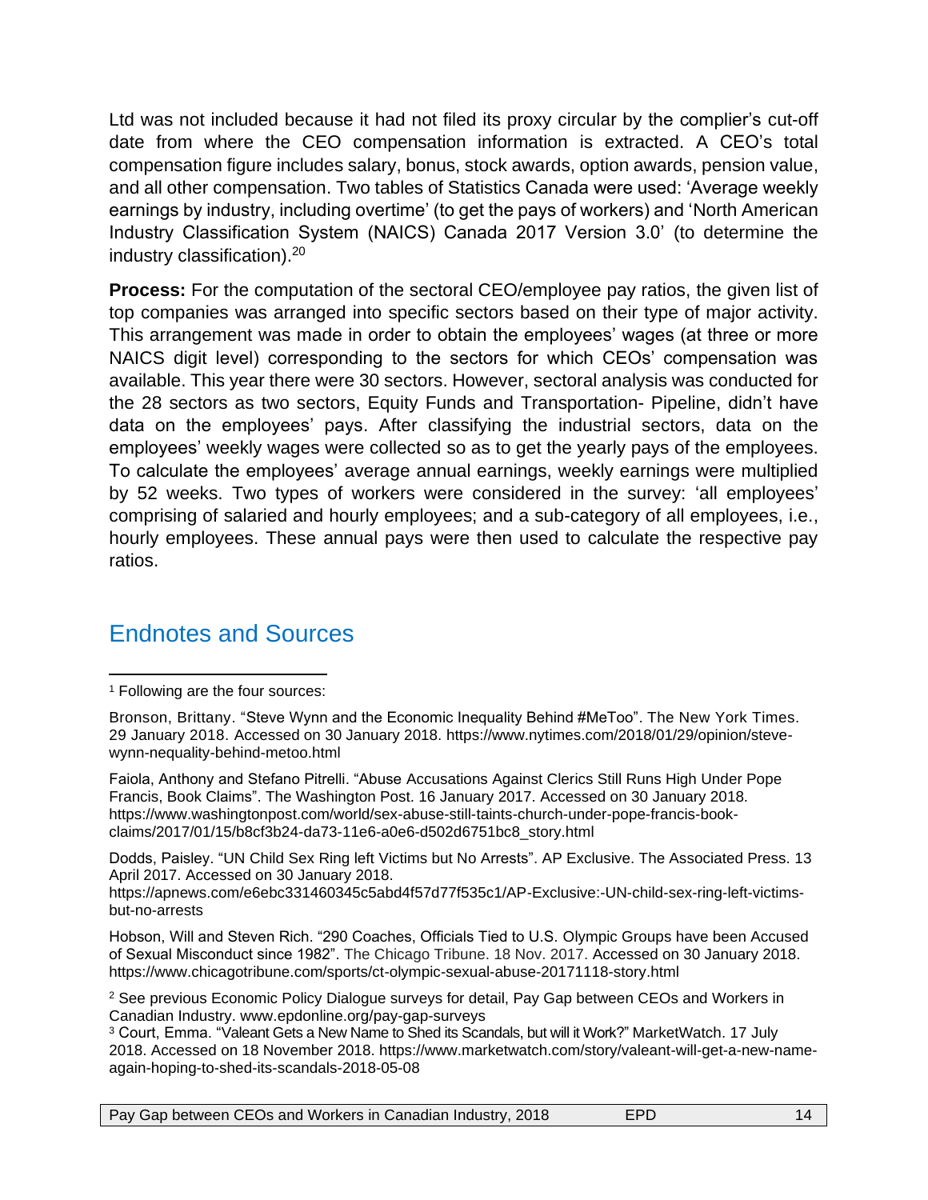Ltd was not included because it had not filed its proxy circular by the complier's cut-off date from where the CEO compensation information is extracted. A CEO's total compensation figure includes salary, bonus, stock awards, option awards, pension value, and all other compensation. Two tables of Statistics Canada were used: 'Average weekly earnings by industry, including overtime' (to get the pays of workers) and 'North American Industry Classification System (NAICS) Canada 2017 Version 3.0' (to determine the industry classification).[20]

**Process:** For the computation of the sectoral CEO/employee pay ratios, the given list of top companies was arranged into specific sectors based on their type of major activity. This arrangement was made in order to obtain the employees' wages (at three or more NAICS digit level) corresponding to the sectors for which CEOs' compensation was available. This year there were 30 sectors. However, sectoral analysis was conducted for the 28 sectors as two sectors, Equity Funds and Transportation- Pipeline, didn't have data on the employees' pays. After classifying the industrial sectors, data on the employees' weekly wages were collected so as to get the yearly pays of the employees. To calculate the employees' average annual earnings, weekly earnings were multiplied by 52 weeks. Two types of workers were considered in the survey: 'all employees' comprising of salaried and hourly employees; and a sub-category of all employees, i.e., hourly employees. These annual pays were then used to calculate the respective pay ratios.

## Endnotes and Sources

[1] Following are the four sources:

Bronson, Brittany. "Steve Wynn and the Economic Inequality Behind #MeToo". The New York Times. 29 January 2018. Accessed on 30 January 2018. https://www.nytimes.com/2018/01/29/opinion/steve-wynn-nequality-behind-metoo.html

Faiola, Anthony and Stefano Pitrelli. "Abuse Accusations Against Clerics Still Runs High Under Pope Francis, Book Claims". The Washington Post. 16 January 2017. Accessed on 30 January 2018. https://www.washingtonpost.com/world/sex-abuse-still-taints-church-under-pope-francis-book-claims/2017/01/15/b8cf3b24-da73-11e6-a0e6-d502d6751bc8_story.html

Dodds, Paisley. "UN Child Sex Ring left Victims but No Arrests". AP Exclusive. The Associated Press. 13 April 2017. Accessed on 30 January 2018. https://apnews.com/e6ebc331460345c5abd4f57d77f535c1/AP-Exclusive:-UN-child-sex-ring-left-victims-but-no-arrests

Hobson, Will and Steven Rich. "290 Coaches, Officials Tied to U.S. Olympic Groups have been Accused of Sexual Misconduct since 1982". The Chicago Tribune. 18 Nov. 2017. Accessed on 30 January 2018. https://www.chicagotribune.com/sports/ct-olympic-sexual-abuse-20171118-story.html

[2] See previous Economic Policy Dialogue surveys for detail, Pay Gap between CEOs and Workers in Canadian Industry. www.epdonline.org/pay-gap-surveys

[3] Court, Emma. "Valeant Gets a New Name to Shed its Scandals, but will it Work?" MarketWatch. 17 July 2018. Accessed on 18 November 2018. https://www.marketwatch.com/story/valeant-will-get-a-new-name-again-hoping-to-shed-its-scandals-2018-05-08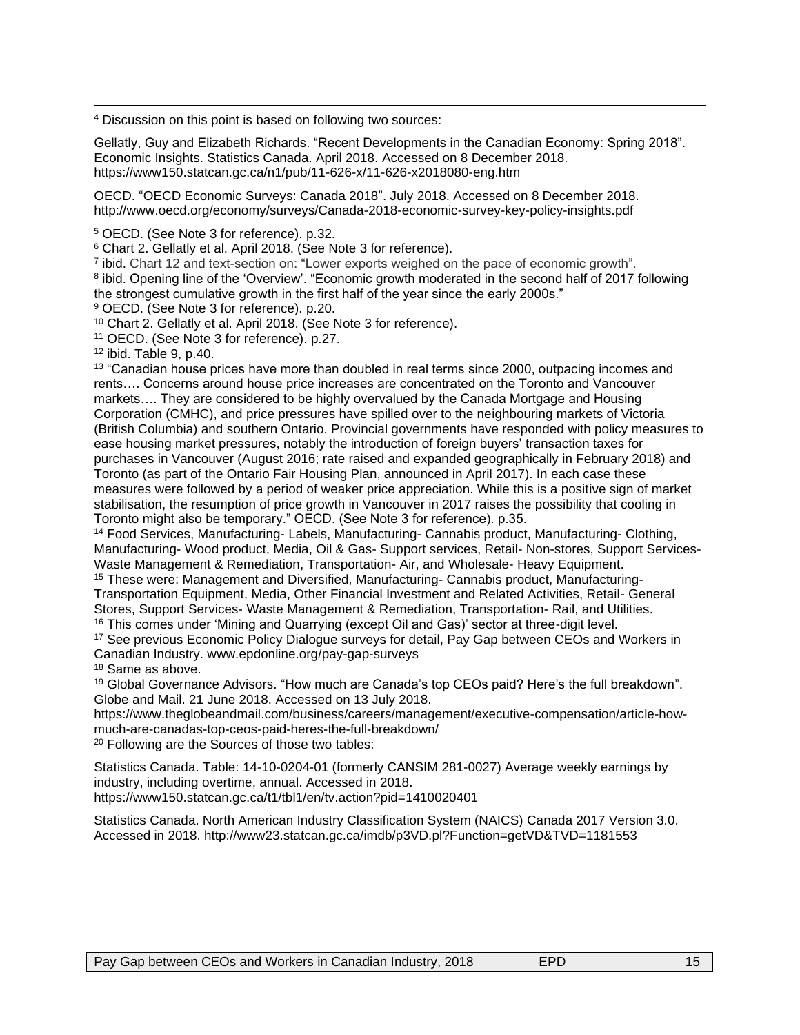[4] Discussion on this point is based on following two sources:

Gellatly, Guy and Elizabeth Richards. “Recent Developments in the Canadian Economy: Spring 2018”. Economic Insights. Statistics Canada. April 2018. Accessed on 8 December 2018. https://www150.statcan.gc.ca/n1/pub/11-626-x/11-626-x2018080-eng.htm

OECD. “OECD Economic Surveys: Canada 2018”. July 2018. Accessed on 8 December 2018. http://www.oecd.org/economy/surveys/Canada-2018-economic-survey-key-policy-insights.pdf

[5] OECD. (See Note 3 for reference). p.32.

[6] Chart 2. Gellatly et al. April 2018. (See Note 3 for reference).

[7] ibid. Chart 12 and text-section on: “Lower exports weighed on the pace of economic growth”.

[8] ibid. Opening line of the ‘Overview’. “Economic growth moderated in the second half of 2017 following the strongest cumulative growth in the first half of the year since the early 2000s.”

[9] OECD. (See Note 3 for reference). p.20.

[10] Chart 2. Gellatly et al. April 2018. (See Note 3 for reference).

[11] OECD. (See Note 3 for reference). p.27.

[12] ibid. Table 9, p.40.

[13] “Canadian house prices have more than doubled in real terms since 2000, outpacing incomes and rents…. Concerns around house price increases are concentrated on the Toronto and Vancouver markets…. They are considered to be highly overvalued by the Canada Mortgage and Housing Corporation (CMHC), and price pressures have spilled over to the neighbouring markets of Victoria (British Columbia) and southern Ontario. Provincial governments have responded with policy measures to ease housing market pressures, notably the introduction of foreign buyers’ transaction taxes for purchases in Vancouver (August 2016; rate raised and expanded geographically in February 2018) and Toronto (as part of the Ontario Fair Housing Plan, announced in April 2017). In each case these measures were followed by a period of weaker price appreciation. While this is a positive sign of market stabilisation, the resumption of price growth in Vancouver in 2017 raises the possibility that cooling in Toronto might also be temporary.” OECD. (See Note 3 for reference). p.35.

[14] Food Services, Manufacturing- Labels, Manufacturing- Cannabis product, Manufacturing- Clothing, Manufacturing- Wood product, Media, Oil & Gas- Support services, Retail- Non-stores, Support Services- Waste Management & Remediation, Transportation- Air, and Wholesale- Heavy Equipment.

[15] These were: Management and Diversified, Manufacturing- Cannabis product, Manufacturing- Transportation Equipment, Media, Other Financial Investment and Related Activities, Retail- General Stores, Support Services- Waste Management & Remediation, Transportation- Rail, and Utilities.

[16] This comes under ‘Mining and Quarrying (except Oil and Gas)’ sector at three-digit level.

[17] See previous Economic Policy Dialogue surveys for detail, Pay Gap between CEOs and Workers in Canadian Industry. www.epdonline.org/pay-gap-surveys

[18] Same as above.

[19] Global Governance Advisors. “How much are Canada’s top CEOs paid? Here’s the full breakdown”. Globe and Mail. 21 June 2018. Accessed on 13 July 2018. https://www.theglobeandmail.com/business/careers/management/executive-compensation/article-how-much-are-canadas-top-ceos-paid-heres-the-full-breakdown/

[20] Following are the Sources of those two tables:

Statistics Canada. Table: 14-10-0204-01 (formerly CANSIM 281-0027) Average weekly earnings by industry, including overtime, annual. Accessed in 2018. https://www150.statcan.gc.ca/t1/tbl1/en/tv.action?pid=1410020401

Statistics Canada. North American Industry Classification System (NAICS) Canada 2017 Version 3.0. Accessed in 2018. http://www23.statcan.gc.ca/imdb/p3VD.pl?Function=getVD&TVD=1181553